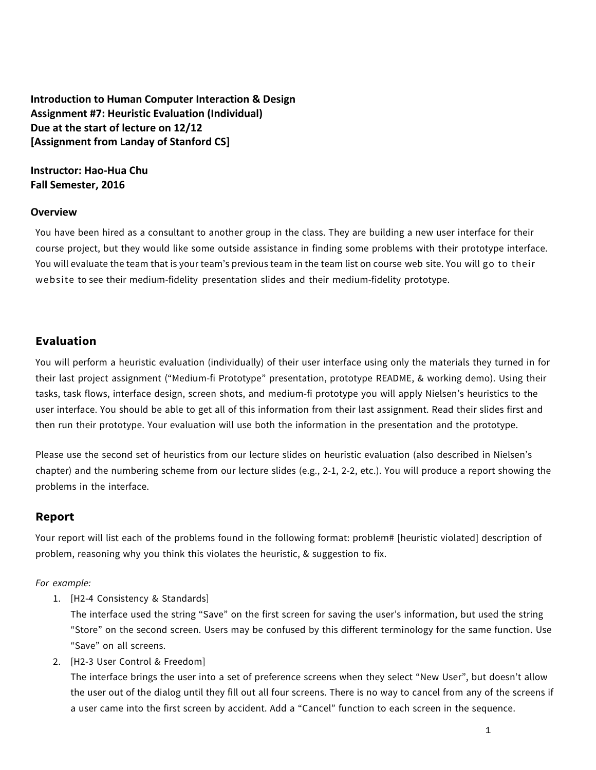**Introduction to Human Computer Interaction & Design**
**Assignment #7: Heuristic Evaluation (Individual)**
**Due at the start of lecture on 12/12**
**[Assignment from Landay of Stanford CS]**

**Instructor: Hao-Hua Chu**
**Fall Semester, 2016**

### Overview

You have been hired as a consultant to another group in the class. They are building a new user interface for their course project, but they would like some outside assistance in finding some problems with their prototype interface. You will evaluate the team that is your team's previous team in the team list on course web site. You will go to their website to see their medium-fidelity presentation slides and their medium-fidelity prototype.

## Evaluation

You will perform a heuristic evaluation (individually) of their user interface using only the materials they turned in for their last project assignment ("Medium-fi Prototype" presentation, prototype README, & working demo). Using their tasks, task flows, interface design, screen shots, and medium-fi prototype you will apply Nielsen's heuristics to the user interface. You should be able to get all of this information from their last assignment. Read their slides first and then run their prototype. Your evaluation will use both the information in the presentation and the prototype.

Please use the second set of heuristics from our lecture slides on heuristic evaluation (also described in Nielsen's chapter) and the numbering scheme from our lecture slides (e.g., 2-1, 2-2, etc.). You will produce a report showing the problems in the interface.

## Report

Your report will list each of the problems found in the following format: problem# [heuristic violated] description of problem, reasoning why you think this violates the heuristic, & suggestion to fix.

*For example:*

1. [H2-4 Consistency & Standards]
   The interface used the string "Save" on the first screen for saving the user's information, but used the string "Store" on the second screen. Users may be confused by this different terminology for the same function. Use "Save" on all screens.
2. [H2-3 User Control & Freedom]
   The interface brings the user into a set of preference screens when they select "New User", but doesn't allow the user out of the dialog until they fill out all four screens. There is no way to cancel from any of the screens if a user came into the first screen by accident. Add a "Cancel" function to each screen in the sequence.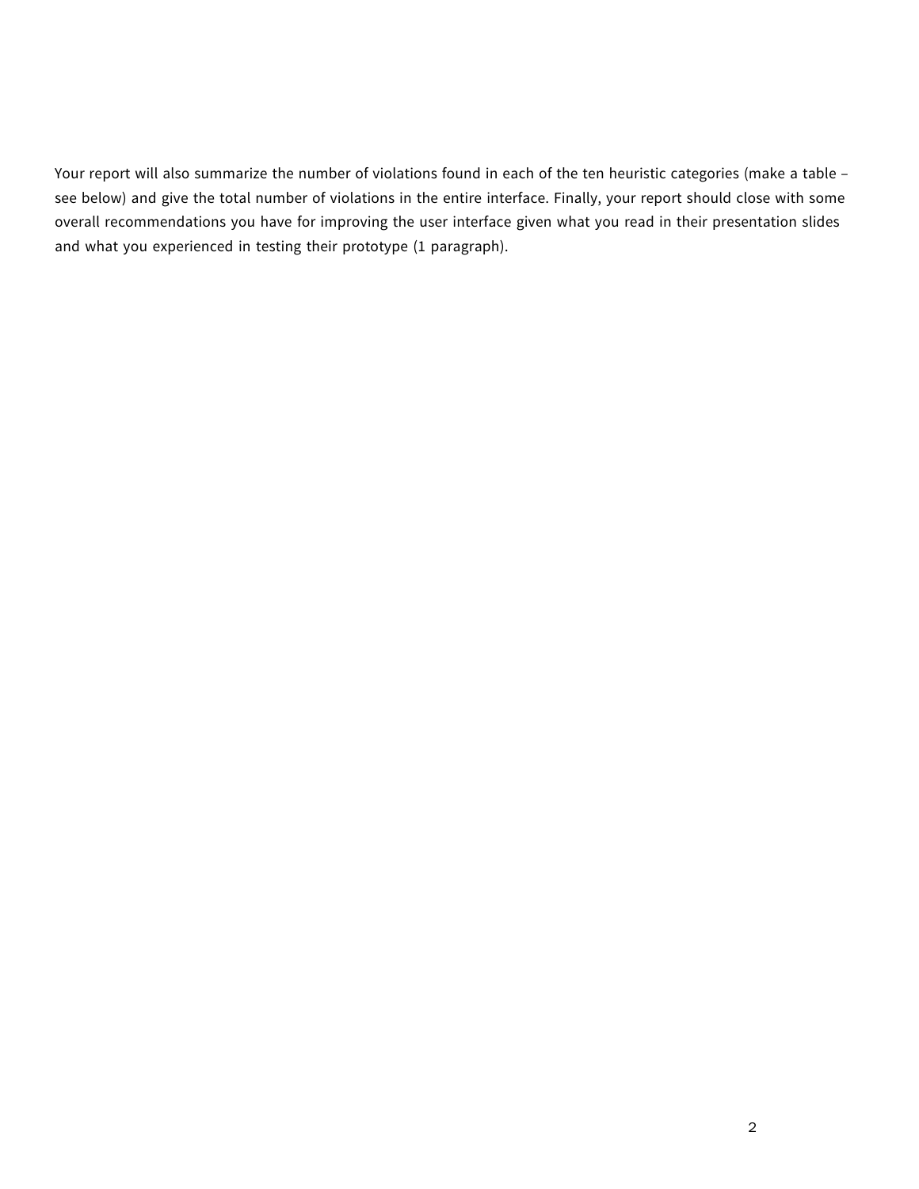Your report will also summarize the number of violations found in each of the ten heuristic categories (make a table – see below) and give the total number of violations in the entire interface. Finally, your report should close with some overall recommendations you have for improving the user interface given what you read in their presentation slides and what you experienced in testing their prototype (1 paragraph).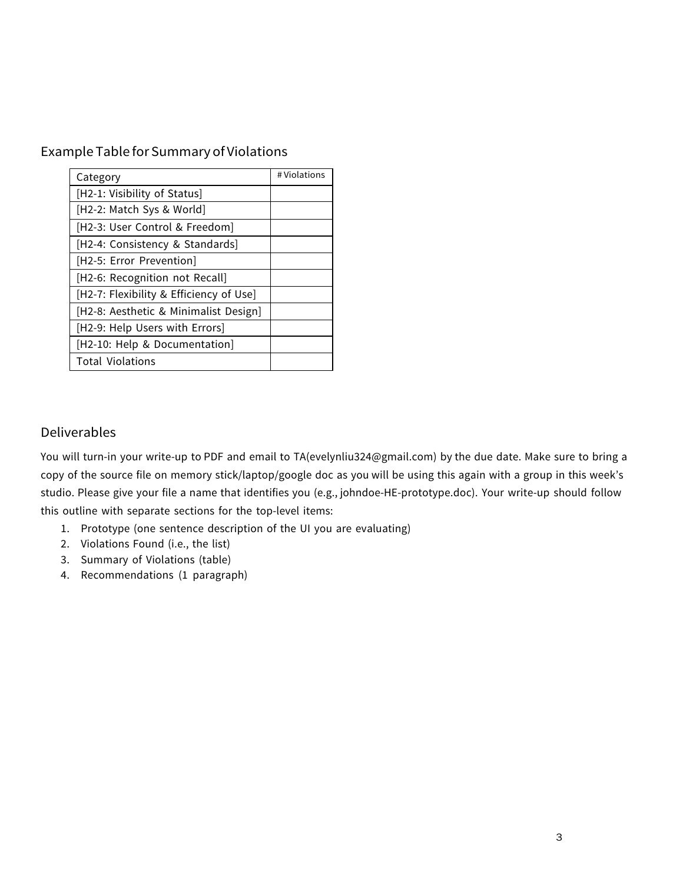## Example Table for Summary of Violations

| Category | # Violations |
|---|---|
| [H2-1: Visibility of Status] | |
| [H2-2: Match Sys & World] | |
| [H2-3: User Control & Freedom] | |
| [H2-4: Consistency & Standards] | |
| [H2-5: Error Prevention] | |
| [H2-6: Recognition not Recall] | |
| [H2-7: Flexibility & Efficiency of Use] | |
| [H2-8: Aesthetic & Minimalist Design] | |
| [H2-9: Help Users with Errors] | |
| [H2-10: Help & Documentation] | |
| Total Violations | |

## Deliverables

You will turn-in your write-up to PDF and email to TA(evelynliu324@gmail.com) by the due date. Make sure to bring a copy of the source file on memory stick/laptop/google doc as you will be using this again with a group in this week's studio. Please give your file a name that identifies you (e.g., johndoe-HE-prototype.doc). Your write-up should follow this outline with separate sections for the top-level items:

1. Prototype (one sentence description of the UI you are evaluating)
2. Violations Found (i.e., the list)
3. Summary of Violations (table)
4. Recommendations (1 paragraph)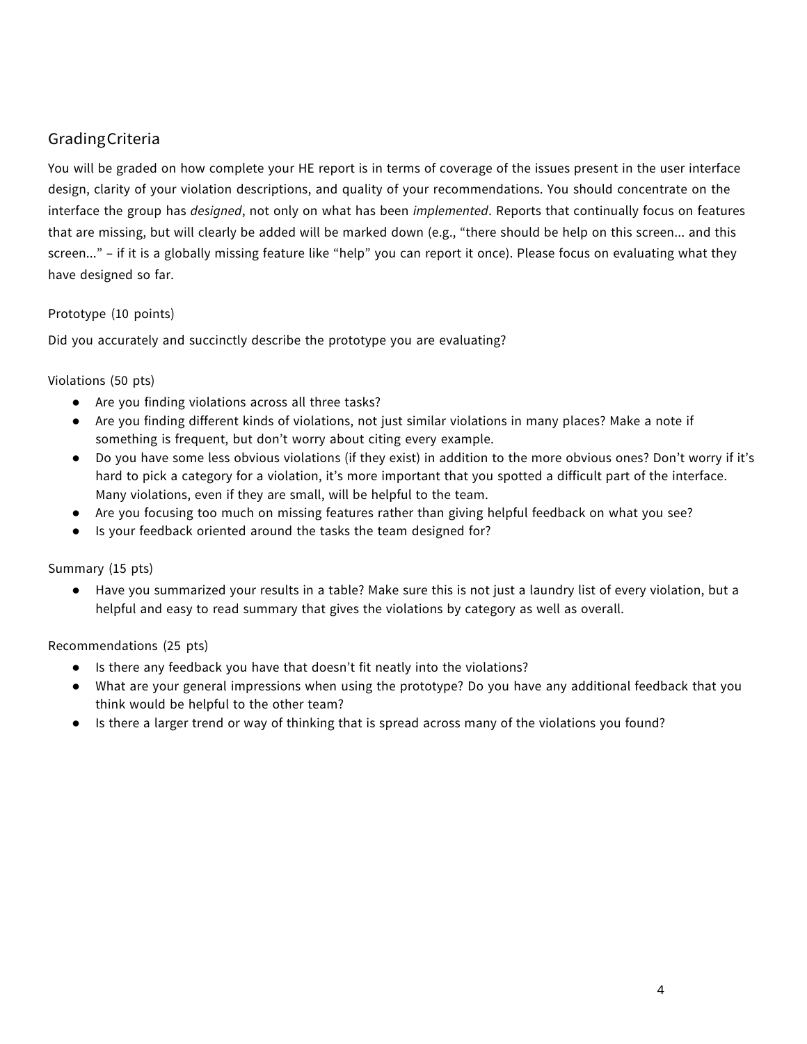## Grading Criteria

You will be graded on how complete your HE report is in terms of coverage of the issues present in the user interface design, clarity of your violation descriptions, and quality of your recommendations. You should concentrate on the interface the group has *designed*, not only on what has been *implemented*. Reports that continually focus on features that are missing, but will clearly be added will be marked down (e.g., "there should be help on this screen... and this screen..." – if it is a globally missing feature like "help" you can report it once). Please focus on evaluating what they have designed so far.

Prototype (10 points)

Did you accurately and succinctly describe the prototype you are evaluating?

Violations (50 pts)

- Are you finding violations across all three tasks?
- Are you finding different kinds of violations, not just similar violations in many places? Make a note if something is frequent, but don't worry about citing every example.
- Do you have some less obvious violations (if they exist) in addition to the more obvious ones? Don't worry if it's hard to pick a category for a violation, it's more important that you spotted a difficult part of the interface. Many violations, even if they are small, will be helpful to the team.
- Are you focusing too much on missing features rather than giving helpful feedback on what you see?
- Is your feedback oriented around the tasks the team designed for?

Summary (15 pts)

- Have you summarized your results in a table? Make sure this is not just a laundry list of every violation, but a helpful and easy to read summary that gives the violations by category as well as overall.

Recommendations (25 pts)

- Is there any feedback you have that doesn't fit neatly into the violations?
- What are your general impressions when using the prototype? Do you have any additional feedback that you think would be helpful to the other team?
- Is there a larger trend or way of thinking that is spread across many of the violations you found?